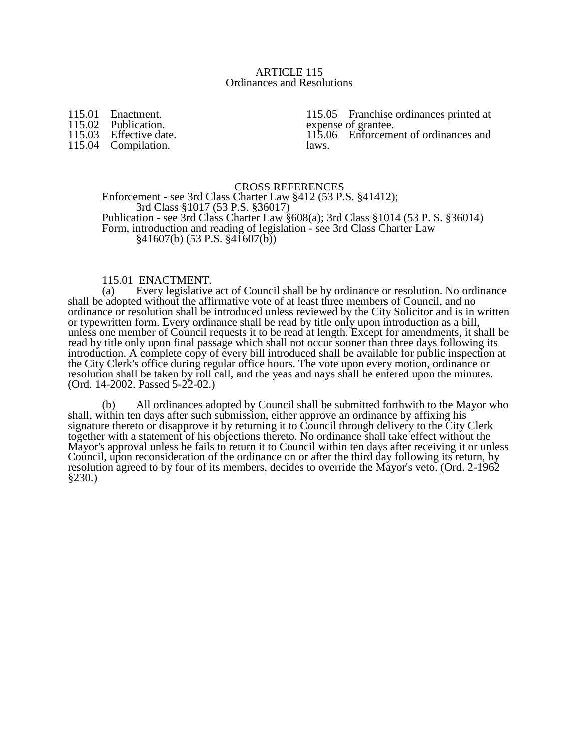# ARTICLE 115
## Ordinances and Resolutions

115.01 Enactment.
115.02 Publication.
115.03 Effective date.
115.04 Compilation.
115.05 Franchise ordinances printed at expense of grantee.
115.06 Enforcement of ordinances and laws.

### CROSS REFERENCES

Enforcement - see 3rd Class Charter Law §412 (53 P.S. §41412); 3rd Class §1017 (53 P.S. §36017)
Publication - see 3rd Class Charter Law §608(a); 3rd Class §1014 (53 P. S. §36014)
Form, introduction and reading of legislation - see 3rd Class Charter Law §41607(b) (53 P.S. §41607(b))

### 115.01 ENACTMENT.

(a) Every legislative act of Council shall be by ordinance or resolution. No ordinance shall be adopted without the affirmative vote of at least three members of Council, and no ordinance or resolution shall be introduced unless reviewed by the City Solicitor and is in written or typewritten form. Every ordinance shall be read by title only upon introduction as a bill, unless one member of Council requests it to be read at length. Except for amendments, it shall be read by title only upon final passage which shall not occur sooner than three days following its introduction. A complete copy of every bill introduced shall be available for public inspection at the City Clerk's office during regular office hours. The vote upon every motion, ordinance or resolution shall be taken by roll call, and the yeas and nays shall be entered upon the minutes. (Ord. 14-2002. Passed 5-22-02.)

(b) All ordinances adopted by Council shall be submitted forthwith to the Mayor who shall, within ten days after such submission, either approve an ordinance by affixing his signature thereto or disapprove it by returning it to Council through delivery to the City Clerk together with a statement of his objections thereto. No ordinance shall take effect without the Mayor's approval unless he fails to return it to Council within ten days after receiving it or unless Council, upon reconsideration of the ordinance on or after the third day following its return, by resolution agreed to by four of its members, decides to override the Mayor's veto. (Ord. 2-1962 §230.)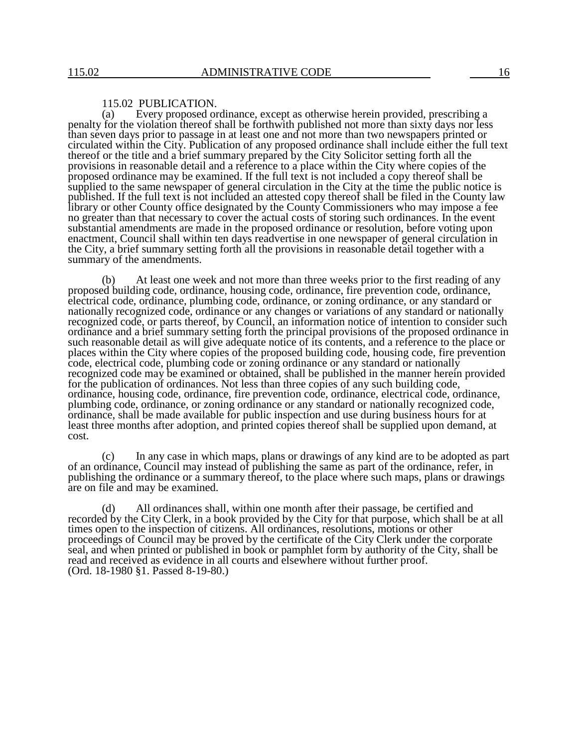## 115.02 PUBLICATION.

(a) Every proposed ordinance, except as otherwise herein provided, prescribing a penalty for the violation thereof shall be forthwith published not more than sixty days nor less than seven days prior to passage in at least one and not more than two newspapers printed or circulated within the City. Publication of any proposed ordinance shall include either the full text thereof or the title and a brief summary prepared by the City Solicitor setting forth all the provisions in reasonable detail and a reference to a place within the City where copies of the proposed ordinance may be examined. If the full text is not included a copy thereof shall be supplied to the same newspaper of general circulation in the City at the time the public notice is published. If the full text is not included an attested copy thereof shall be filed in the County law library or other County office designated by the County Commissioners who may impose a fee no greater than that necessary to cover the actual costs of storing such ordinances. In the event substantial amendments are made in the proposed ordinance or resolution, before voting upon enactment, Council shall within ten days readvertise in one newspaper of general circulation in the City, a brief summary setting forth all the provisions in reasonable detail together with a summary of the amendments.

(b) At least one week and not more than three weeks prior to the first reading of any proposed building code, ordinance, housing code, ordinance, fire prevention code, ordinance, electrical code, ordinance, plumbing code, ordinance, or zoning ordinance, or any standard or nationally recognized code, ordinance or any changes or variations of any standard or nationally recognized code, or parts thereof, by Council, an information notice of intention to consider such ordinance and a brief summary setting forth the principal provisions of the proposed ordinance in such reasonable detail as will give adequate notice of its contents, and a reference to the place or places within the City where copies of the proposed building code, housing code, fire prevention code, electrical code, plumbing code or zoning ordinance or any standard or nationally recognized code may be examined or obtained, shall be published in the manner herein provided for the publication of ordinances. Not less than three copies of any such building code, ordinance, housing code, ordinance, fire prevention code, ordinance, electrical code, ordinance, plumbing code, ordinance, or zoning ordinance or any standard or nationally recognized code, ordinance, shall be made available for public inspection and use during business hours for at least three months after adoption, and printed copies thereof shall be supplied upon demand, at cost.

(c) In any case in which maps, plans or drawings of any kind are to be adopted as part of an ordinance, Council may instead of publishing the same as part of the ordinance, refer, in publishing the ordinance or a summary thereof, to the place where such maps, plans or drawings are on file and may be examined.

(d) All ordinances shall, within one month after their passage, be certified and recorded by the City Clerk, in a book provided by the City for that purpose, which shall be at all times open to the inspection of citizens. All ordinances, resolutions, motions or other proceedings of Council may be proved by the certificate of the City Clerk under the corporate seal, and when printed or published in book or pamphlet form by authority of the City, shall be read and received as evidence in all courts and elsewhere without further proof.
(Ord. 18-1980 §1. Passed 8-19-80.)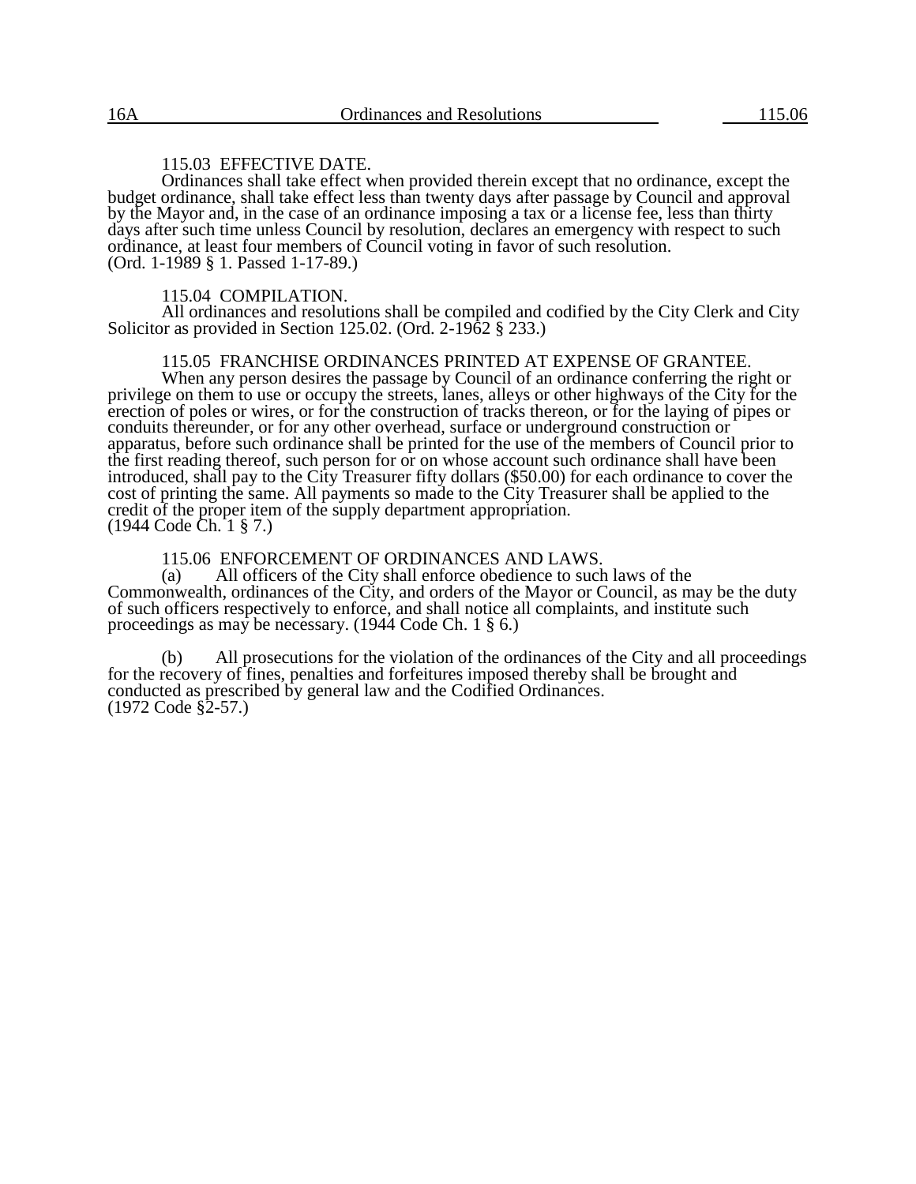### 115.03 EFFECTIVE DATE.

Ordinances shall take effect when provided therein except that no ordinance, except the budget ordinance, shall take effect less than twenty days after passage by Council and approval by the Mayor and, in the case of an ordinance imposing a tax or a license fee, less than thirty days after such time unless Council by resolution, declares an emergency with respect to such ordinance, at least four members of Council voting in favor of such resolution.
(Ord. 1-1989 § 1. Passed 1-17-89.)

### 115.04 COMPILATION.

All ordinances and resolutions shall be compiled and codified by the City Clerk and City Solicitor as provided in Section 125.02. (Ord. 2-1962 § 233.)

### 115.05 FRANCHISE ORDINANCES PRINTED AT EXPENSE OF GRANTEE.

When any person desires the passage by Council of an ordinance conferring the right or privilege on them to use or occupy the streets, lanes, alleys or other highways of the City for the erection of poles or wires, or for the construction of tracks thereon, or for the laying of pipes or conduits thereunder, or for any other overhead, surface or underground construction or apparatus, before such ordinance shall be printed for the use of the members of Council prior to the first reading thereof, such person for or on whose account such ordinance shall have been introduced, shall pay to the City Treasurer fifty dollars ($50.00) for each ordinance to cover the cost of printing the same. All payments so made to the City Treasurer shall be applied to the credit of the proper item of the supply department appropriation.
(1944 Code Ch. 1 § 7.)

### 115.06 ENFORCEMENT OF ORDINANCES AND LAWS.

(a) All officers of the City shall enforce obedience to such laws of the Commonwealth, ordinances of the City, and orders of the Mayor or Council, as may be the duty of such officers respectively to enforce, and shall notice all complaints, and institute such proceedings as may be necessary. (1944 Code Ch. 1 § 6.)

(b) All prosecutions for the violation of the ordinances of the City and all proceedings for the recovery of fines, penalties and forfeitures imposed thereby shall be brought and conducted as prescribed by general law and the Codified Ordinances.
(1972 Code §2-57.)